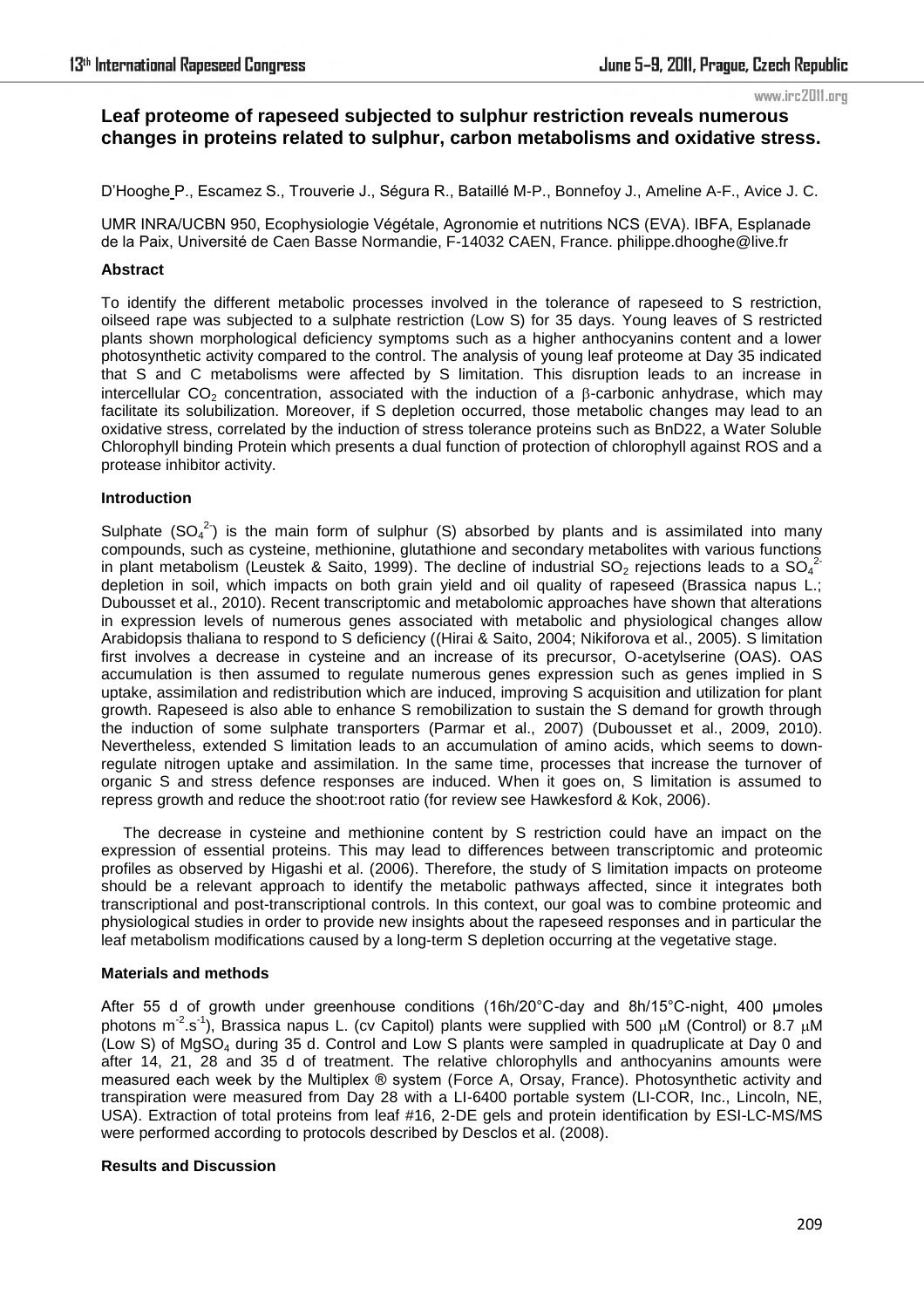# Leaf proteome of rapeseed subjected to sulphur restriction reveals numerous changes in proteins related to sulphur, carbon metabolisms and oxidative stress.

D'Hooghe P., Escamez S., Trouverie J., Ségura R., Bataillé M-P., Bonnefoy J., Ameline A-F., Avice J. C.

UMR INRA/UCBN 950, Ecophysiologie Végétale, Agronomie et nutritions NCS (EVA). IBFA, Esplanade de la Paix, Université de Caen Basse Normandie, F-14032 CAEN, France. philippe.dhooghe@live.fr

## Abstract

To identify the different metabolic processes involved in the tolerance of rapeseed to S restriction, oilseed rape was subjected to a sulphate restriction (Low S) for 35 days. Young leaves of S restricted plants shown morphological deficiency symptoms such as a higher anthocyanins content and a lower photosynthetic activity compared to the control. The analysis of young leaf proteome at Day 35 indicated that S and C metabolisms were affected by S limitation. This disruption leads to an increase in intercellular $CO_2$ concentration, associated with the induction of a $\beta$-carbonic anhydrase, which may facilitate its solubilization. Moreover, if S depletion occurred, those metabolic changes may lead to an oxidative stress, correlated by the induction of stress tolerance proteins such as BnD22, a Water Soluble Chlorophyll binding Protein which presents a dual function of protection of chlorophyll against ROS and a protease inhibitor activity.

## Introduction

Sulphate ($SO_4^{2-}$) is the main form of sulphur (S) absorbed by plants and is assimilated into many compounds, such as cysteine, methionine, glutathione and secondary metabolites with various functions in plant metabolism (Leustek & Saito, 1999). The decline of industrial $SO_2$ rejections leads to a $SO_4^{2-}$ depletion in soil, which impacts on both grain yield and oil quality of rapeseed (Brassica napus L.; Dubousset et al., 2010). Recent transcriptomic and metabolomic approaches have shown that alterations in expression levels of numerous genes associated with metabolic and physiological changes allow Arabidopsis thaliana to respond to S deficiency ((Hirai & Saito, 2004; Nikiforova et al., 2005). S limitation first involves a decrease in cysteine and an increase of its precursor, O-acetylserine (OAS). OAS accumulation is then assumed to regulate numerous genes expression such as genes implied in S uptake, assimilation and redistribution which are induced, improving S acquisition and utilization for plant growth. Rapeseed is also able to enhance S remobilization to sustain the S demand for growth through the induction of some sulphate transporters (Parmar et al., 2007) (Dubousset et al., 2009, 2010). Nevertheless, extended S limitation leads to an accumulation of amino acids, which seems to down-regulate nitrogen uptake and assimilation. In the same time, processes that increase the turnover of organic S and stress defence responses are induced. When it goes on, S limitation is assumed to repress growth and reduce the shoot:root ratio (for review see Hawkesford & Kok, 2006).

The decrease in cysteine and methionine content by S restriction could have an impact on the expression of essential proteins. This may lead to differences between transcriptomic and proteomic profiles as observed by Higashi et al. (2006). Therefore, the study of S limitation impacts on proteome should be a relevant approach to identify the metabolic pathways affected, since it integrates both transcriptional and post-transcriptional controls. In this context, our goal was to combine proteomic and physiological studies in order to provide new insights about the rapeseed responses and in particular the leaf metabolism modifications caused by a long-term S depletion occurring at the vegetative stage.

## Materials and methods

After 55 d of growth under greenhouse conditions (16h/20°C-day and 8h/15°C-night, 400 µmoles photons $m^{-2}.s^{-1}$), Brassica napus L. (cv Capitol) plants were supplied with 500 $\mu$M (Control) or 8.7 $\mu$M (Low S) of $MgSO_4$ during 35 d. Control and Low S plants were sampled in quadruplicate at Day 0 and after 14, 21, 28 and 35 d of treatment. The relative chlorophylls and anthocyanins amounts were measured each week by the Multiplex ® system (Force A, Orsay, France). Photosynthetic activity and transpiration were measured from Day 28 with a LI-6400 portable system (LI-COR, Inc., Lincoln, NE, USA). Extraction of total proteins from leaf #16, 2-DE gels and protein identification by ESI-LC-MS/MS were performed according to protocols described by Desclos et al. (2008).

## Results and Discussion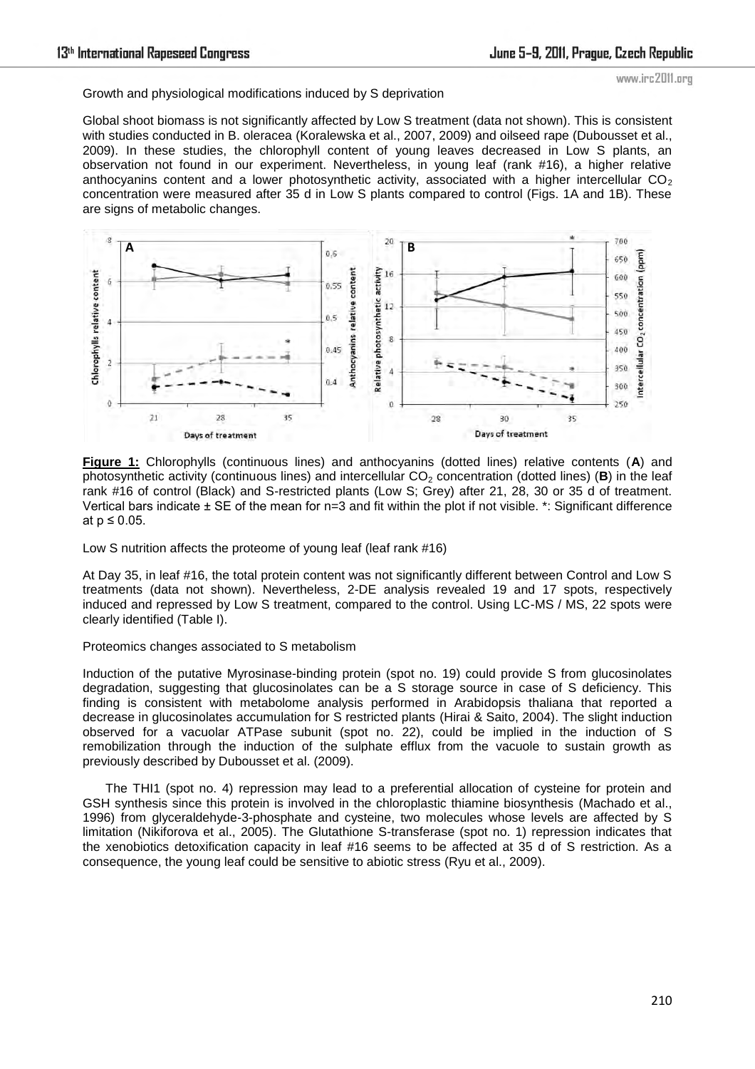Growth and physiological modifications induced by S deprivation

Global shoot biomass is not significantly affected by Low S treatment (data not shown). This is consistent with studies conducted in B. oleracea (Koralewska et al., 2007, 2009) and oilseed rape (Dubousset et al., 2009). In these studies, the chlorophyll content of young leaves decreased in Low S plants, an observation not found in our experiment. Nevertheless, in young leaf (rank #16), a higher relative anthocyanins content and a lower photosynthetic activity, associated with a higher intercellular $CO_2$ concentration were measured after 35 d in Low S plants compared to control (Figs. 1A and 1B). These are signs of metabolic changes.

**Figure 1:** Chlorophylls (continuous lines) and anthocyanins (dotted lines) relative contents (**A**) and photosynthetic activity (continuous lines) and intercellular $CO_2$ concentration (dotted lines) (**B**) in the leaf rank #16 of control (Black) and S-restricted plants (Low S; Grey) after 21, 28, 30 or 35 d of treatment. Vertical bars indicate ± SE of the mean for n=3 and fit within the plot if not visible. *: Significant difference at $p \leq 0.05$.

Low S nutrition affects the proteome of young leaf (leaf rank #16)

At Day 35, in leaf #16, the total protein content was not significantly different between Control and Low S treatments (data not shown). Nevertheless, 2-DE analysis revealed 19 and 17 spots, respectively induced and repressed by Low S treatment, compared to the control. Using LC-MS / MS, 22 spots were clearly identified (Table I).

Proteomics changes associated to S metabolism

Induction of the putative Myrosinase-binding protein (spot no. 19) could provide S from glucosinolates degradation, suggesting that glucosinolates can be a S storage source in case of S deficiency. This finding is consistent with metabolome analysis performed in Arabidopsis thaliana that reported a decrease in glucosinolates accumulation for S restricted plants (Hirai & Saito, 2004). The slight induction observed for a vacuolar ATPase subunit (spot no. 22), could be implied in the induction of S remobilization through the induction of the sulphate efflux from the vacuole to sustain growth as previously described by Dubousset et al. (2009).

The THI1 (spot no. 4) repression may lead to a preferential allocation of cysteine for protein and GSH synthesis since this protein is involved in the chloroplastic thiamine biosynthesis (Machado et al., 1996) from glyceraldehyde-3-phosphate and cysteine, two molecules whose levels are affected by S limitation (Nikiforova et al., 2005). The Glutathione S-transferase (spot no. 1) repression indicates that the xenobiotics detoxification capacity in leaf #16 seems to be affected at 35 d of S restriction. As a consequence, the young leaf could be sensitive to abiotic stress (Ryu et al., 2009).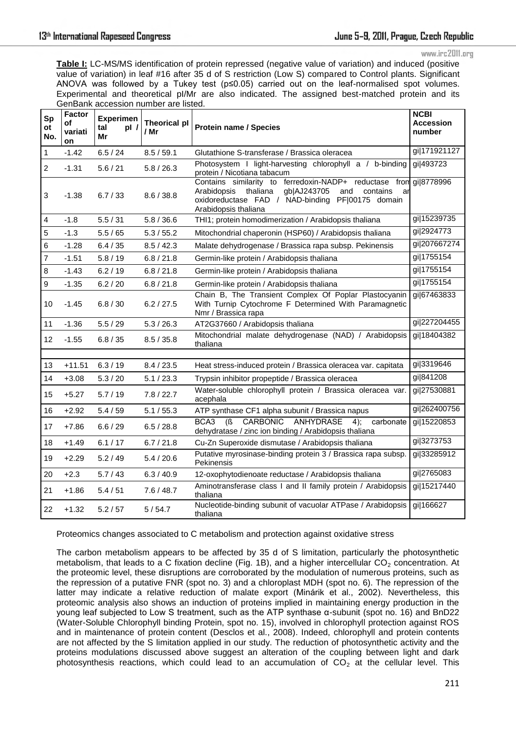**Table I:** LC-MS/MS identification of protein repressed (negative value of variation) and induced (positive value of variation) in leaf #16 after 35 d of S restriction (Low S) compared to Control plants. Significant ANOVA was followed by a Tukey test (p≤0.05) carried out on the leaf-normalised spot volumes. Experimental and theoretical pI/Mr are also indicated. The assigned best-matched protein and its GenBank accession number are listed.

| Spot No. | Factor of variation | Experimental pI / Mr | Theorical pI / Mr | Protein name / Species | NCBI Accession number |
|---|---|---|---|---|---|
| 1 | -1.42 | 6.5 / 24 | 8.5 / 59.1 | Glutathione S-transferase / Brassica oleracea | gi\|171921127 |
| 2 | -1.31 | 5.6 / 21 | 5.8 / 26.3 | Photosystem I light-harvesting chlorophyll a / b-binding protein / Nicotiana tabacum | gi\|493723 |
| 3 | -1.38 | 6.7 / 33 | 8.6 / 38.8 | Contains similarity to ferredoxin-NADP+ reductase from Arabidopsis thaliana gb\|AJ243705 and contains an oxidoreductase FAD / NAD-binding PF\|00175 domain / Arabidopsis thaliana | gi\|8778996 |
| 4 | -1.8 | 5.5 / 31 | 5.8 / 36.6 | THI1; protein homodimerization / Arabidopsis thaliana | gi\|15239735 |
| 5 | -1.3 | 5.5 / 65 | 5.3 / 55.2 | Mitochondrial chaperonin (HSP60) / Arabidopsis thaliana | gi\|2924773 |
| 6 | -1.28 | 6.4 / 35 | 8.5 / 42.3 | Malate dehydrogenase / Brassica rapa subsp. Pekinensis | gi\|207667274 |
| 7 | -1.51 | 5.8 / 19 | 6.8 / 21.8 | Germin-like protein / Arabidopsis thaliana | gi\|1755154 |
| 8 | -1.43 | 6.2 / 19 | 6.8 / 21.8 | Germin-like protein / Arabidopsis thaliana | gi\|1755154 |
| 9 | -1.35 | 6.2 / 20 | 6.8 / 21.8 | Germin-like protein / Arabidopsis thaliana | gi\|1755154 |
| 10 | -1.45 | 6.8 / 30 | 6.2 / 27.5 | Chain B, The Transient Complex Of Poplar Plastocyanin With Turnip Cytochrome F Determined With Paramagnetic Nmr / Brassica rapa | gi\|67463833 |
| 11 | -1.36 | 5.5 / 29 | 5.3 / 26.3 | AT2G37660 / Arabidopsis thaliana | gi\|227204455 |
| 12 | -1.55 | 6.8 / 35 | 8.5 / 35.8 | Mitochondrial malate dehydrogenase (NAD) / Arabidopsis thaliana | gi\|18404382 |
| | | | | | |
| 13 | +11.51 | 6.3 / 19 | 8.4 / 23.5 | Heat stress-induced protein / Brassica oleracea var. capitata | gi\|3319646 |
| 14 | +3.08 | 5.3 / 20 | 5.1 / 23.3 | Trypsin inhibitor propeptide / Brassica oleracea | gi\|841208 |
| 15 | +5.27 | 5.7 / 19 | 7.8 / 22.7 | Water-soluble chlorophyll protein / Brassica oleracea var. acephala | gi\|27530881 |
| 16 | +2.92 | 5.4 / 59 | 5.1 / 55.3 | ATP synthase CF1 alpha subunit / Brassica napus | gi\|262400756 |
| 17 | +7.86 | 6.6 / 29 | 6.5 / 28.8 | BCA3 (ß CARBONIC ANHYDRASE 4); carbonate dehydratase / zinc ion binding / Arabidopsis thaliana | gi\|15220853 |
| 18 | +1.49 | 6.1 / 17 | 6.7 / 21.8 | Cu-Zn Superoxide dismutase / Arabidopsis thaliana | gi\|3273753 |
| 19 | +2.29 | 5.2 / 49 | 5.4 / 20.6 | Putative myrosinase-binding protein 3 / Brassica rapa subsp. Pekinensis | gi\|33285912 |
| 20 | +2.3 | 5.7 / 43 | 6.3 / 40.9 | 12-oxophytodienoate reductase / Arabidopsis thaliana | gi\|2765083 |
| 21 | +1.86 | 5.4 / 51 | 7.6 / 48.7 | Aminotransferase class I and II family protein / Arabidopsis thaliana | gi\|15217440 |
| 22 | +1.32 | 5.2 / 57 | 5 / 54.7 | Nucleotide-binding subunit of vacuolar ATPase / Arabidopsis thaliana | gi\|166627 |

Proteomics changes associated to C metabolism and protection against oxidative stress

The carbon metabolism appears to be affected by 35 d of S limitation, particularly the photosynthetic metabolism, that leads to a C fixation decline (Fig. 1B), and a higher intercellular $CO_2$ concentration. At the proteomic level, these disruptions are corroborated by the modulation of numerous proteins, such as the repression of a putative FNR (spot no. 3) and a chloroplast MDH (spot no. 6). The repression of the latter may indicate a relative reduction of malate export (Minárik et al., 2002). Nevertheless, this proteomic analysis also shows an induction of proteins implied in maintaining energy production in the young leaf subjected to Low S treatment, such as the ATP synthase α-subunit (spot no. 16) and BnD22 (Water-Soluble Chlorophyll binding Protein, spot no. 15), involved in chlorophyll protection against ROS and in maintenance of protein content (Desclos et al., 2008). Indeed, chlorophyll and protein contents are not affected by the S limitation applied in our study. The reduction of photosynthetic activity and the proteins modulations discussed above suggest an alteration of the coupling between light and dark photosynthesis reactions, which could lead to an accumulation of $CO_2$ at the cellular level. This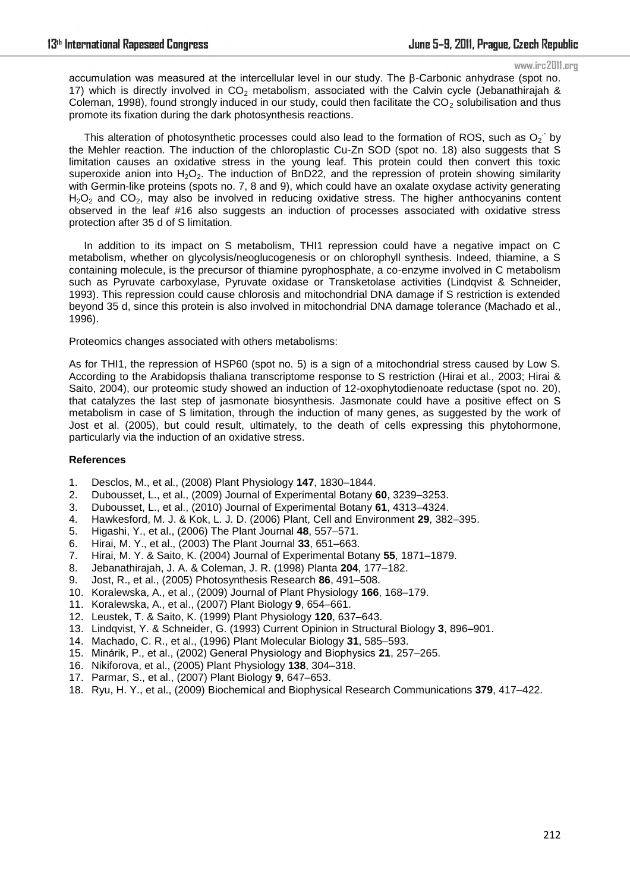accumulation was measured at the intercellular level in our study. The β-Carbonic anhydrase (spot no. 17) which is directly involved in $CO_2$ metabolism, associated with the Calvin cycle (Jebanathirajah & Coleman, 1998), found strongly induced in our study, could then facilitate the $CO_2$ solubilisation and thus promote its fixation during the dark photosynthesis reactions.

This alteration of photosynthetic processes could also lead to the formation of ROS, such as $O_2^{\cdot-}$ by the Mehler reaction. The induction of the chloroplastic Cu-Zn SOD (spot no. 18) also suggests that S limitation causes an oxidative stress in the young leaf. This protein could then convert this toxic superoxide anion into $H_2O_2$. The induction of BnD22, and the repression of protein showing similarity with Germin-like proteins (spots no. 7, 8 and 9), which could have an oxalate oxydase activity generating $H_2O_2$ and $CO_2$, may also be involved in reducing oxidative stress. The higher anthocyanins content observed in the leaf #16 also suggests an induction of processes associated with oxidative stress protection after 35 d of S limitation.

In addition to its impact on S metabolism, THI1 repression could have a negative impact on C metabolism, whether on glycolysis/neoglucogenesis or on chlorophyll synthesis. Indeed, thiamine, a S containing molecule, is the precursor of thiamine pyrophosphate, a co-enzyme involved in C metabolism such as Pyruvate carboxylase, Pyruvate oxidase or Transketolase activities (Lindqvist & Schneider, 1993). This repression could cause chlorosis and mitochondrial DNA damage if S restriction is extended beyond 35 d, since this protein is also involved in mitochondrial DNA damage tolerance (Machado et al., 1996).

Proteomics changes associated with others metabolisms:

As for THI1, the repression of HSP60 (spot no. 5) is a sign of a mitochondrial stress caused by Low S. According to the Arabidopsis thaliana transcriptome response to S restriction (Hirai et al., 2003; Hirai & Saito, 2004), our proteomic study showed an induction of 12-oxophytodienoate reductase (spot no. 20), that catalyzes the last step of jasmonate biosynthesis. Jasmonate could have a positive effect on S metabolism in case of S limitation, through the induction of many genes, as suggested by the work of Jost et al. (2005), but could result, ultimately, to the death of cells expressing this phytohormone, particularly via the induction of an oxidative stress.

### References

1. Desclos, M., et al., (2008) Plant Physiology **147**, 1830–1844.
2. Dubousset, L., et al., (2009) Journal of Experimental Botany **60**, 3239–3253.
3. Dubousset, L., et al., (2010) Journal of Experimental Botany **61**, 4313–4324.
4. Hawkesford, M. J. & Kok, L. J. D. (2006) Plant, Cell and Environment **29**, 382–395.
5. Higashi, Y., et al., (2006) The Plant Journal **48**, 557–571.
6. Hirai, M. Y., et al., (2003) The Plant Journal **33**, 651–663.
7. Hirai, M. Y. & Saito, K. (2004) Journal of Experimental Botany **55**, 1871–1879.
8. Jebanathirajah, J. A. & Coleman, J. R. (1998) Planta **204**, 177–182.
9. Jost, R., et al., (2005) Photosynthesis Research **86**, 491–508.
10. Koralewska, A., et al., (2009) Journal of Plant Physiology **166**, 168–179.
11. Koralewska, A., et al., (2007) Plant Biology **9**, 654–661.
12. Leustek, T. & Saito, K. (1999) Plant Physiology **120**, 637–643.
13. Lindqvist, Y. & Schneider, G. (1993) Current Opinion in Structural Biology **3**, 896–901.
14. Machado, C. R., et al., (1996) Plant Molecular Biology **31**, 585–593.
15. Minárik, P., et al., (2002) General Physiology and Biophysics **21**, 257–265.
16. Nikiforova, et al., (2005) Plant Physiology **138**, 304–318.
17. Parmar, S., et al., (2007) Plant Biology **9**, 647–653.
18. Ryu, H. Y., et al., (2009) Biochemical and Biophysical Research Communications **379**, 417–422.